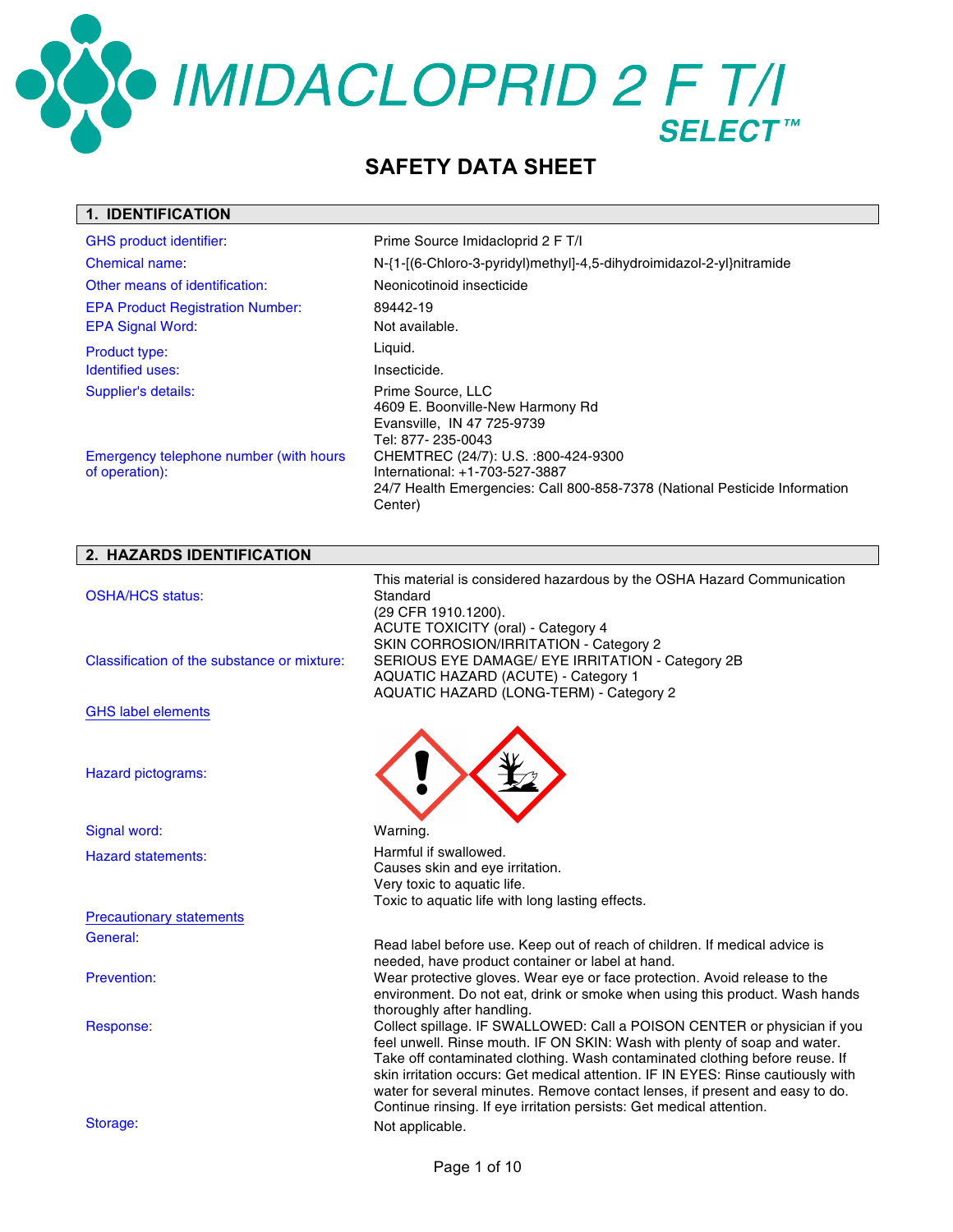# IMIDACLOPRID 2 F T/I SELECT™

## SAFETY DATA SHEET

### 1. IDENTIFICATION

| | |
|---|---|
| GHS product identifier: | Prime Source Imidacloprid 2 F T/I |
| Chemical name: | N-{1-[(6-Chloro-3-pyridyl)methyl]-4,5-dihydroimidazol-2-yl}nitramide |
| Other means of identification: | Neonicotinoid insecticide |
| EPA Product Registration Number: | 89442-19 |
| EPA Signal Word: | Not available. |
| Product type: | Liquid. |
| Identified uses: | Insecticide. |
| Supplier's details: | Prime Source, LLC<br>4609 E. Boonville-New Harmony Rd<br>Evansville, IN 47 725-9739<br>Tel: 877- 235-0043 |
| Emergency telephone number (with hours of operation): | CHEMTREC (24/7): U.S. :800-424-9300<br>International: +1-703-527-3887<br>24/7 Health Emergencies: Call 800-858-7378 (National Pesticide Information Center) |

### 2. HAZARDS IDENTIFICATION

| | |
|---|---|
| OSHA/HCS status: | This material is considered hazardous by the OSHA Hazard Communication Standard<br>(29 CFR 1910.1200). |
| Classification of the substance or mixture: | ACUTE TOXICITY (oral) - Category 4<br>SKIN CORROSION/IRRITATION - Category 2<br>SERIOUS EYE DAMAGE/ EYE IRRITATION - Category 2B<br>AQUATIC HAZARD (ACUTE) - Category 1<br>AQUATIC HAZARD (LONG-TERM) - Category 2 |

**GHS label elements**

| | |
|---|---|
| Hazard pictograms: | |
| Signal word: | Warning. |
| Hazard statements: | Harmful if swallowed.<br>Causes skin and eye irritation.<br>Very toxic to aquatic life.<br>Toxic to aquatic life with long lasting effects. |

**Precautionary statements**

| | |
|---|---|
| General: | Read label before use. Keep out of reach of children. If medical advice is needed, have product container or label at hand. |
| Prevention: | Wear protective gloves. Wear eye or face protection. Avoid release to the environment. Do not eat, drink or smoke when using this product. Wash hands thoroughly after handling. |
| Response: | Collect spillage. IF SWALLOWED: Call a POISON CENTER or physician if you feel unwell. Rinse mouth. IF ON SKIN: Wash with plenty of soap and water. Take off contaminated clothing. Wash contaminated clothing before reuse. If skin irritation occurs: Get medical attention. IF IN EYES: Rinse cautiously with water for several minutes. Remove contact lenses, if present and easy to do. Continue rinsing. If eye irritation persists: Get medical attention. |
| Storage: | Not applicable. |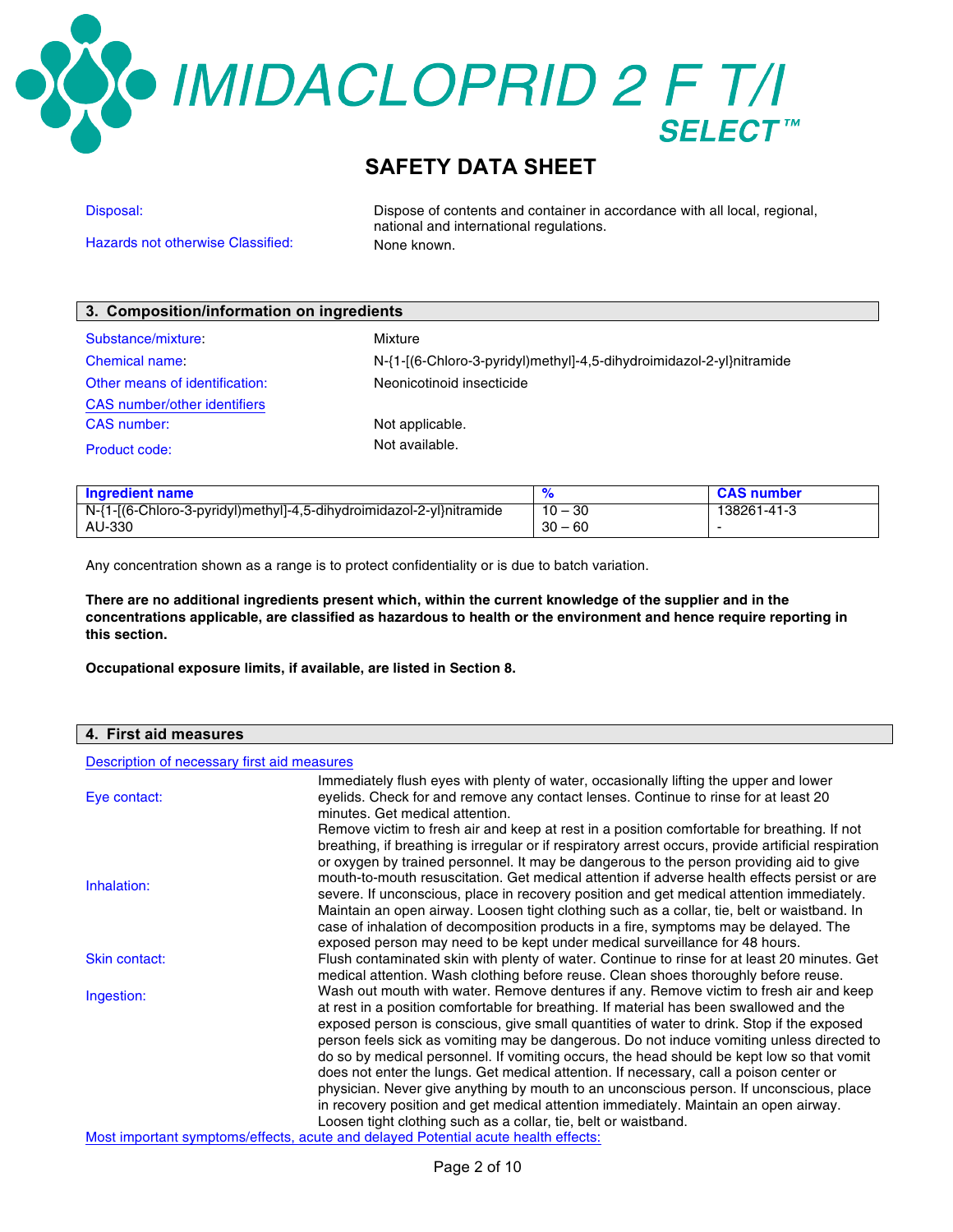# IMIDACLOPRID 2 F T/I SELECT™

## SAFETY DATA SHEET

| | |
|---|---|
| Disposal: | Dispose of contents and container in accordance with all local, regional, national and international regulations. |
| Hazards not otherwise Classified: | None known. |

## 3. Composition/information on ingredients

| | |
|---|---|
| Substance/mixture: | Mixture |
| Chemical name: | N-{1-[(6-Chloro-3-pyridyl)methyl]-4,5-dihydroimidazol-2-yl}nitramide |
| Other means of identification: | Neonicotinoid insecticide |

CAS number/other identifiers

| | |
|---|---|
| CAS number: | Not applicable. |
| Product code: | Not available. |

| Ingredient name | % | CAS number |
|---|---|---|
| N-{1-[(6-Chloro-3-pyridyl)methyl]-4,5-dihydroimidazol-2-yl}nitramide | 10 – 30 | 138261-41-3 |
| AU-330 | 30 – 60 | - |

Any concentration shown as a range is to protect confidentiality or is due to batch variation.

**There are no additional ingredients present which, within the current knowledge of the supplier and in the concentrations applicable, are classified as hazardous to health or the environment and hence require reporting in this section.**

**Occupational exposure limits, if available, are listed in Section 8.**

## 4. First aid measures

Description of necessary first aid measures

| | |
|---|---|
| Eye contact: | Immediately flush eyes with plenty of water, occasionally lifting the upper and lower eyelids. Check for and remove any contact lenses. Continue to rinse for at least 20 minutes. Get medical attention. |
| Inhalation: | Remove victim to fresh air and keep at rest in a position comfortable for breathing. If not breathing, if breathing is irregular or if respiratory arrest occurs, provide artificial respiration or oxygen by trained personnel. It may be dangerous to the person providing aid to give mouth-to-mouth resuscitation. Get medical attention if adverse health effects persist or are severe. If unconscious, place in recovery position and get medical attention immediately. Maintain an open airway. Loosen tight clothing such as a collar, tie, belt or waistband. In case of inhalation of decomposition products in a fire, symptoms may be delayed. The exposed person may need to be kept under medical surveillance for 48 hours. |
| Skin contact: | Flush contaminated skin with plenty of water. Continue to rinse for at least 20 minutes. Get medical attention. Wash clothing before reuse. Clean shoes thoroughly before reuse. |
| Ingestion: | Wash out mouth with water. Remove dentures if any. Remove victim to fresh air and keep at rest in a position comfortable for breathing. If material has been swallowed and the exposed person is conscious, give small quantities of water to drink. Stop if the exposed person feels sick as vomiting may be dangerous. Do not induce vomiting unless directed to do so by medical personnel. If vomiting occurs, the head should be kept low so that vomit does not enter the lungs. Get medical attention. If necessary, call a poison center or physician. Never give anything by mouth to an unconscious person. If unconscious, place in recovery position and get medical attention immediately. Maintain an open airway. Loosen tight clothing such as a collar, tie, belt or waistband. |

Most important symptoms/effects, acute and delayed Potential acute health effects: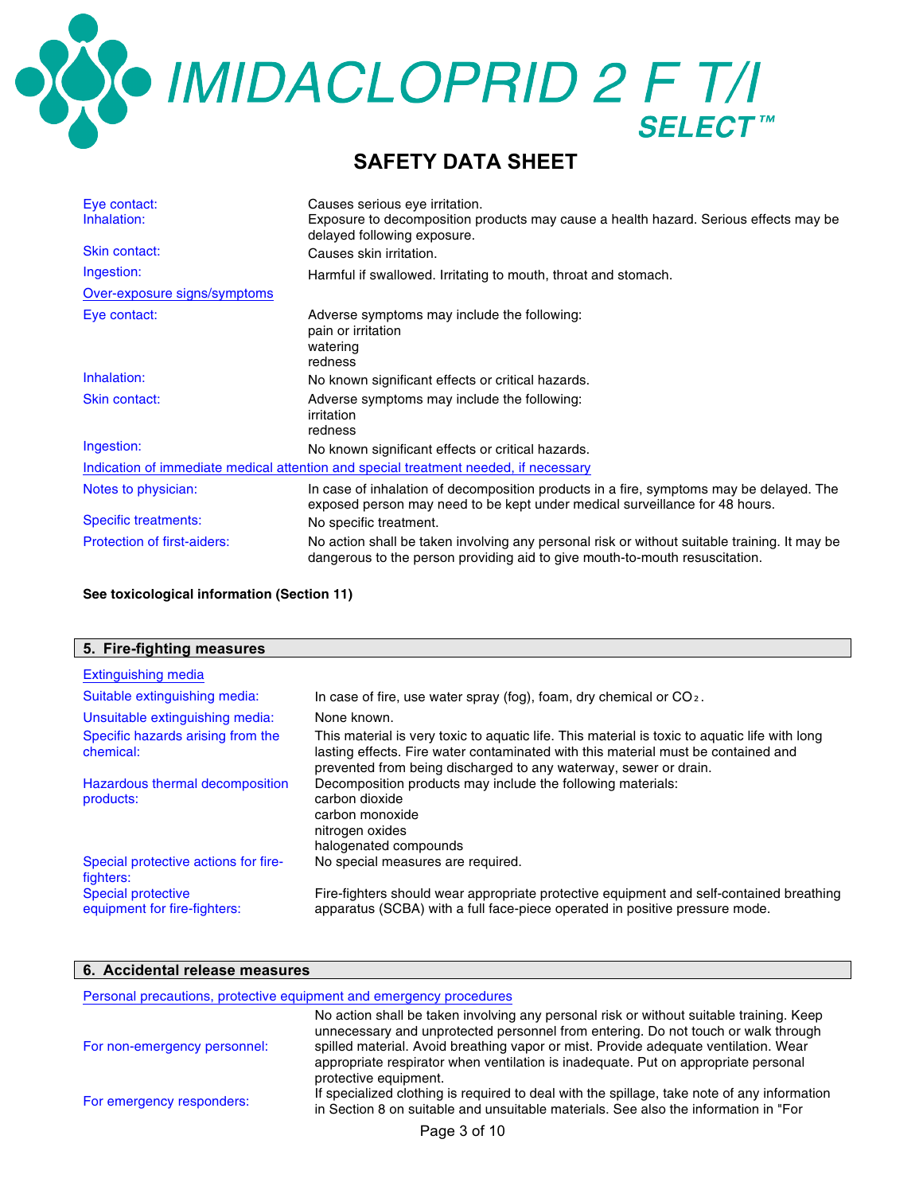| | |
|---|---|
| Eye contact: | Causes serious eye irritation. |
| Inhalation: | Exposure to decomposition products may cause a health hazard. Serious effects may be delayed following exposure. |
| Skin contact: | Causes skin irritation. |
| Ingestion: | Harmful if swallowed. Irritating to mouth, throat and stomach. |

**Over-exposure signs/symptoms**

| | |
|---|---|
| Eye contact: | Adverse symptoms may include the following:<br>pain or irritation<br>watering<br>redness |
| Inhalation: | No known significant effects or critical hazards. |
| Skin contact: | Adverse symptoms may include the following:<br>irritation<br>redness |
| Ingestion: | No known significant effects or critical hazards. |

**Indication of immediate medical attention and special treatment needed, if necessary**

| | |
|---|---|
| Notes to physician: | In case of inhalation of decomposition products in a fire, symptoms may be delayed. The exposed person may need to be kept under medical surveillance for 48 hours. |
| Specific treatments: | No specific treatment. |
| Protection of first-aiders: | No action shall be taken involving any personal risk or without suitable training. It may be dangerous to the person providing aid to give mouth-to-mouth resuscitation. |

**See toxicological information (Section 11)**

## 5. Fire-fighting measures

**Extinguishing media**

| | |
|---|---|
| Suitable extinguishing media: | In case of fire, use water spray (fog), foam, dry chemical or $CO_2$. |
| Unsuitable extinguishing media: | None known. |
| Specific hazards arising from the chemical: | This material is very toxic to aquatic life. This material is toxic to aquatic life with long lasting effects. Fire water contaminated with this material must be contained and prevented from being discharged to any waterway, sewer or drain. |
| Hazardous thermal decomposition products: | Decomposition products may include the following materials:<br>carbon dioxide<br>carbon monoxide<br>nitrogen oxides<br>halogenated compounds |
| Special protective actions for fire-fighters: | No special measures are required. |
| Special protective equipment for fire-fighters: | Fire-fighters should wear appropriate protective equipment and self-contained breathing apparatus (SCBA) with a full face-piece operated in positive pressure mode. |

## 6. Accidental release measures

**Personal precautions, protective equipment and emergency procedures**

| | |
|---|---|
| For non-emergency personnel: | No action shall be taken involving any personal risk or without suitable training. Keep unnecessary and unprotected personnel from entering. Do not touch or walk through spilled material. Avoid breathing vapor or mist. Provide adequate ventilation. Wear appropriate respirator when ventilation is inadequate. Put on appropriate personal protective equipment. |
| For emergency responders: | If specialized clothing is required to deal with the spillage, take note of any information in Section 8 on suitable and unsuitable materials. See also the information in "For |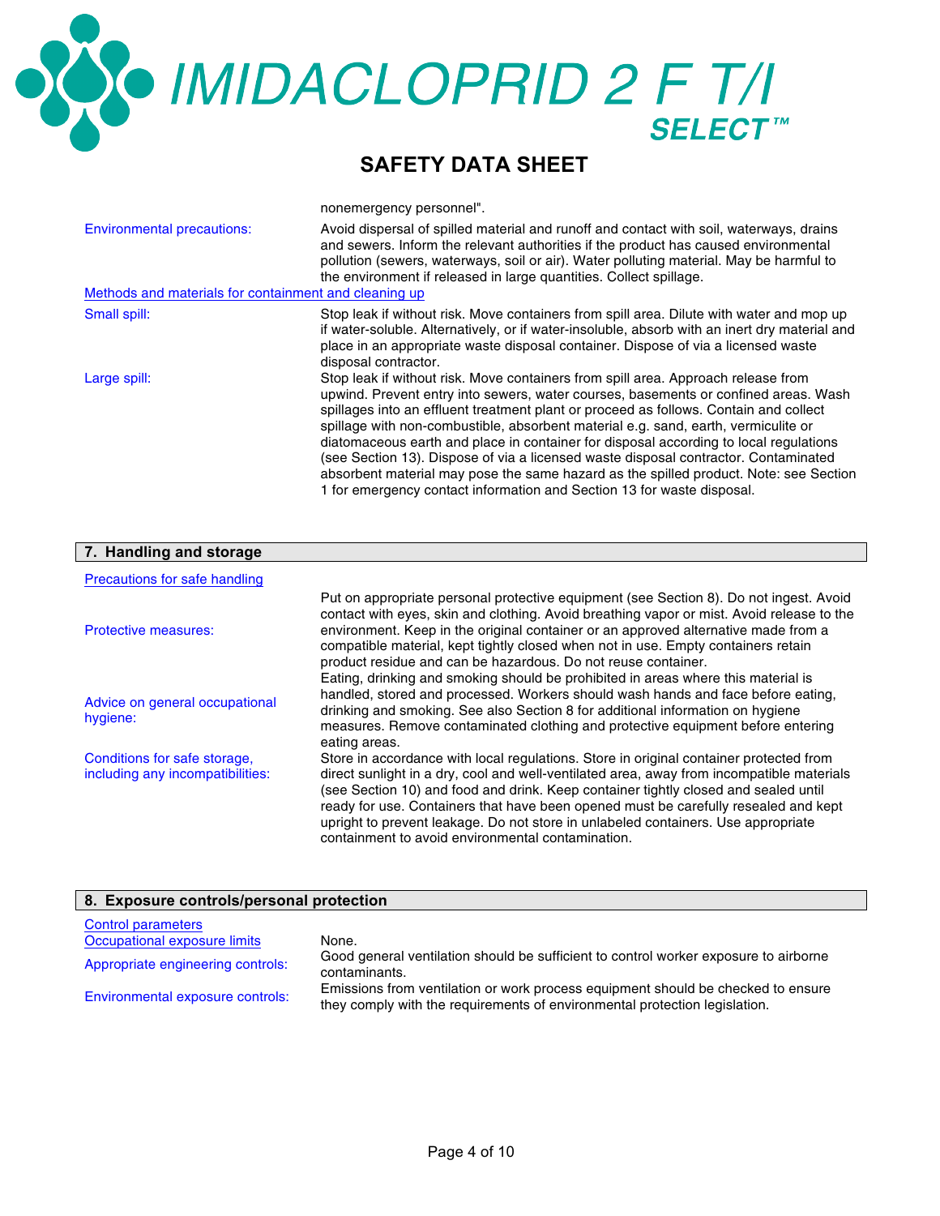nonemergency personnel".

| | |
|---|---|
| Environmental precautions: | Avoid dispersal of spilled material and runoff and contact with soil, waterways, drains and sewers. Inform the relevant authorities if the product has caused environmental pollution (sewers, waterways, soil or air). Water polluting material. May be harmful to the environment if released in large quantities. Collect spillage. |

**Methods and materials for containment and cleaning up**

| | |
|---|---|
| Small spill: | Stop leak if without risk. Move containers from spill area. Dilute with water and mop up if water-soluble. Alternatively, or if water-insoluble, absorb with an inert dry material and place in an appropriate waste disposal container. Dispose of via a licensed waste disposal contractor. |
| Large spill: | Stop leak if without risk. Move containers from spill area. Approach release from upwind. Prevent entry into sewers, water courses, basements or confined areas. Wash spillages into an effluent treatment plant or proceed as follows. Contain and collect spillage with non-combustible, absorbent material e.g. sand, earth, vermiculite or diatomaceous earth and place in container for disposal according to local regulations (see Section 13). Dispose of via a licensed waste disposal contractor. Contaminated absorbent material may pose the same hazard as the spilled product. Note: see Section 1 for emergency contact information and Section 13 for waste disposal. |

## 7. Handling and storage

**Precautions for safe handling**

| | |
|---|---|
| Protective measures: | Put on appropriate personal protective equipment (see Section 8). Do not ingest. Avoid contact with eyes, skin and clothing. Avoid breathing vapor or mist. Avoid release to the environment. Keep in the original container or an approved alternative made from a compatible material, kept tightly closed when not in use. Empty containers retain product residue and can be hazardous. Do not reuse container. |
| Advice on general occupational hygiene: | Eating, drinking and smoking should be prohibited in areas where this material is handled, stored and processed. Workers should wash hands and face before eating, drinking and smoking. See also Section 8 for additional information on hygiene measures. Remove contaminated clothing and protective equipment before entering eating areas. |
| Conditions for safe storage, including any incompatibilities: | Store in accordance with local regulations. Store in original container protected from direct sunlight in a dry, cool and well-ventilated area, away from incompatible materials (see Section 10) and food and drink. Keep container tightly closed and sealed until ready for use. Containers that have been opened must be carefully resealed and kept upright to prevent leakage. Do not store in unlabeled containers. Use appropriate containment to avoid environmental contamination. |

## 8. Exposure controls/personal protection

**Control parameters**

| | |
|---|---|
| Occupational exposure limits | None. |
| Appropriate engineering controls: | Good general ventilation should be sufficient to control worker exposure to airborne contaminants. |
| Environmental exposure controls: | Emissions from ventilation or work process equipment should be checked to ensure they comply with the requirements of environmental protection legislation. |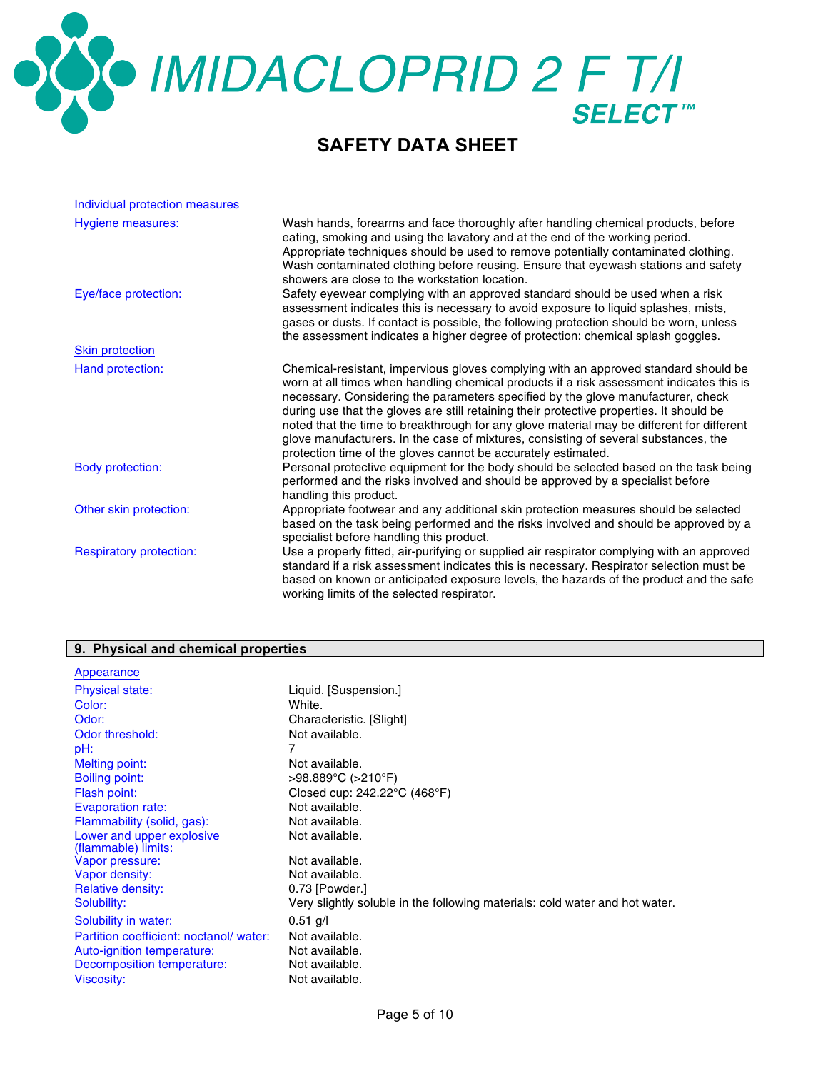### Individual protection measures

**Hygiene measures:** Wash hands, forearms and face thoroughly after handling chemical products, before eating, smoking and using the lavatory and at the end of the working period. Appropriate techniques should be used to remove potentially contaminated clothing. Wash contaminated clothing before reusing. Ensure that eyewash stations and safety showers are close to the workstation location.

**Eye/face protection:** Safety eyewear complying with an approved standard should be used when a risk assessment indicates this is necessary to avoid exposure to liquid splashes, mists, gases or dusts. If contact is possible, the following protection should be worn, unless the assessment indicates a higher degree of protection: chemical splash goggles.

### Skin protection

**Hand protection:** Chemical-resistant, impervious gloves complying with an approved standard should be worn at all times when handling chemical products if a risk assessment indicates this is necessary. Considering the parameters specified by the glove manufacturer, check during use that the gloves are still retaining their protective properties. It should be noted that the time to breakthrough for any glove material may be different for different glove manufacturers. In the case of mixtures, consisting of several substances, the protection time of the gloves cannot be accurately estimated.

**Body protection:** Personal protective equipment for the body should be selected based on the task being performed and the risks involved and should be approved by a specialist before handling this product.

**Other skin protection:** Appropriate footwear and any additional skin protection measures should be selected based on the task being performed and the risks involved and should be approved by a specialist before handling this product.

**Respiratory protection:** Use a properly fitted, air-purifying or supplied air respirator complying with an approved standard if a risk assessment indicates this is necessary. Respirator selection must be based on known or anticipated exposure levels, the hazards of the product and the safe working limits of the selected respirator.

## 9. Physical and chemical properties

### Appearance

| Property | Value |
|---|---|
| Physical state: | Liquid. [Suspension.] |
| Color: | White. |
| Odor: | Characteristic. [Slight] |
| Odor threshold: | Not available. |
| pH: | 7 |
| Melting point: | Not available. |
| Boiling point: | >98.889°C (>210°F) |
| Flash point: | Closed cup: 242.22°C (468°F) |
| Evaporation rate: | Not available. |
| Flammability (solid, gas): | Not available. |
| Lower and upper explosive (flammable) limits: | Not available. |
| Vapor pressure: | Not available. |
| Vapor density: | Not available. |
| Relative density: | 0.73 [Powder.] |
| Solubility: | Very slightly soluble in the following materials: cold water and hot water. |
| Solubility in water: | 0.51 g/l |
| Partition coefficient: noctanol/ water: | Not available. |
| Auto-ignition temperature: | Not available. |
| Decomposition temperature: | Not available. |
| Viscosity: | Not available. |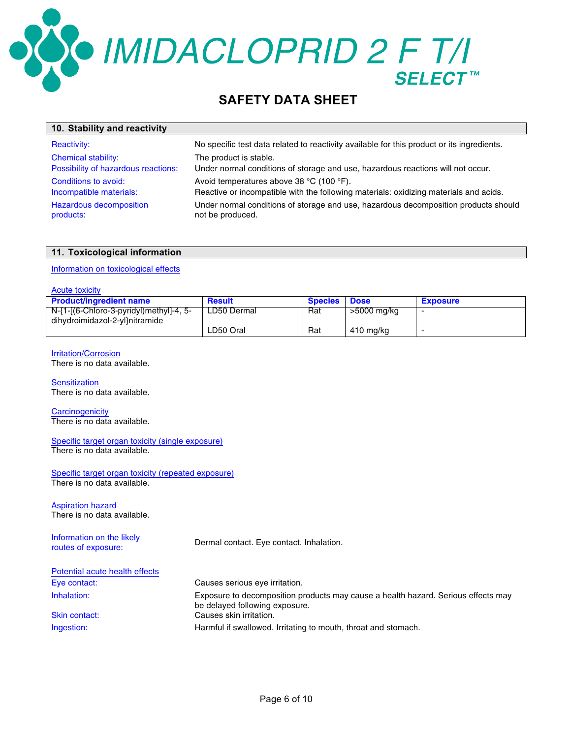## 10. Stability and reactivity

**Reactivity:** No specific test data related to reactivity available for this product or its ingredients.

**Chemical stability:** The product is stable.

**Possibility of hazardous reactions:** Under normal conditions of storage and use, hazardous reactions will not occur.

**Conditions to avoid:** Avoid temperatures above 38 °C (100 °F).

**Incompatible materials:** Reactive or incompatible with the following materials: oxidizing materials and acids.

**Hazardous decomposition products:** Under normal conditions of storage and use, hazardous decomposition products should not be produced.

## 11. Toxicological information

### Information on toxicological effects

#### Acute toxicity

| Product/ingredient name | Result | Species | Dose | Exposure |
|---|---|---|---|---|
| N-{1-[(6-Chloro-3-pyridyl)methyl]-4, 5-dihydroimidazol-2-yl}nitramide | LD50 Dermal | Rat | >5000 mg/kg | - |
| | LD50 Oral | Rat | 410 mg/kg | - |

#### Irritation/Corrosion

There is no data available.

#### Sensitization

There is no data available.

#### Carcinogenicity

There is no data available.

#### Specific target organ toxicity (single exposure)

There is no data available.

#### Specific target organ toxicity (repeated exposure)

There is no data available.

#### Aspiration hazard

There is no data available.

**Information on the likely routes of exposure:** Dermal contact. Eye contact. Inhalation.

#### Potential acute health effects

**Eye contact:** Causes serious eye irritation.

**Inhalation:** Exposure to decomposition products may cause a health hazard. Serious effects may be delayed following exposure.

**Skin contact:** Causes skin irritation.

**Ingestion:** Harmful if swallowed. Irritating to mouth, throat and stomach.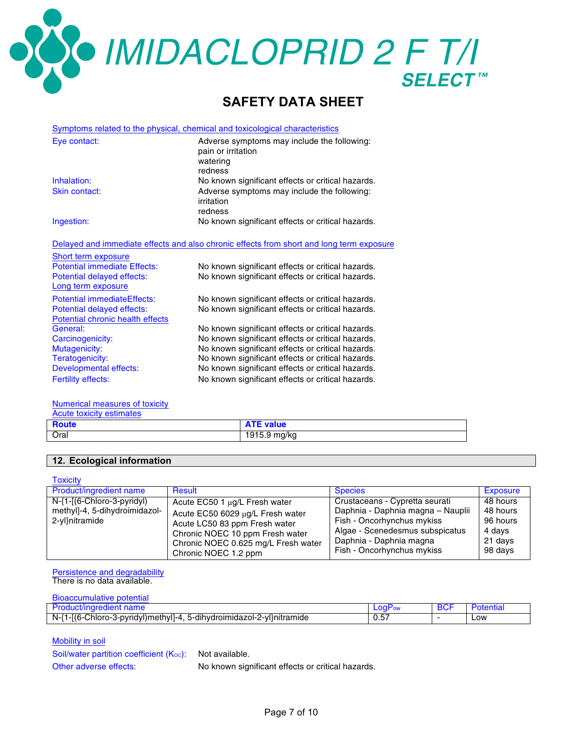# IMIDACLOPRID 2 F T/I SELECT™

## SAFETY DATA SHEET

Symptoms related to the physical, chemical and toxicological characteristics

Eye contact: Adverse symptoms may include the following:
pain or irritation
watering
redness

Inhalation: No known significant effects or critical hazards.

Skin contact: Adverse symptoms may include the following:
irritation
redness

Ingestion: No known significant effects or critical hazards.

Delayed and immediate effects and also chronic effects from short and long term exposure

Short term exposure

Potential immediate Effects: No known significant effects or critical hazards.

Potential delayed effects: No known significant effects or critical hazards.

Long term exposure

Potential immediateEffects: No known significant effects or critical hazards.

Potential delayed effects: No known significant effects or critical hazards.

Potential chronic health effects

General: No known significant effects or critical hazards.

Carcinogenicity: No known significant effects or critical hazards.

Mutagenicity: No known significant effects or critical hazards.

Teratogenicity: No known significant effects or critical hazards.

Developmental effects: No known significant effects or critical hazards.

Fertility effects: No known significant effects or critical hazards.

Numerical measures of toxicity

Acute toxicity estimates

| Route | ATE value |
|---|---|
| Oral | 1915.9 mg/kg |

## 12. Ecological information

Toxicity

| Product/ingredient name | Result | Species | Exposure |
|---|---|---|---|
| N-{1-[(6-Chloro-3-pyridyl) methyl]-4, 5-dihydroimidazol-2-yl}nitramide | Acute EC50 1 µg/L Fresh water | Crustaceans - Cypretta seurati | 48 hours |
| | Acute EC50 6029 µg/L Fresh water | Daphnia - Daphnia magna – Nauplii | 48 hours |
| | Acute LC50 83 ppm Fresh water | Fish - Oncorhynchus mykiss | 96 hours |
| | Chronic NOEC 10 ppm Fresh water | Algae - Scenedesmus subspicatus | 4 days |
| | Chronic NOEC 0.625 mg/L Fresh water | Daphnia - Daphnia magna | 21 days |
| | Chronic NOEC 1.2 ppm | Fish - Oncorhynchus mykiss | 98 days |

Persistence and degradability

There is no data available.

Bioaccumulative potential

| Product/ingredient name | $LogP_{ow}$ | BCF | Potential |
|---|---|---|---|
| N-{1-[(6-Chloro-3-pyridyl)methyl]-4, 5-dihydroimidazol-2-yl}nitramide | 0.57 | - | Low |

Mobility in soil

Soil/water partition coefficient ($K_{OC}$): Not available.

Other adverse effects: No known significant effects or critical hazards.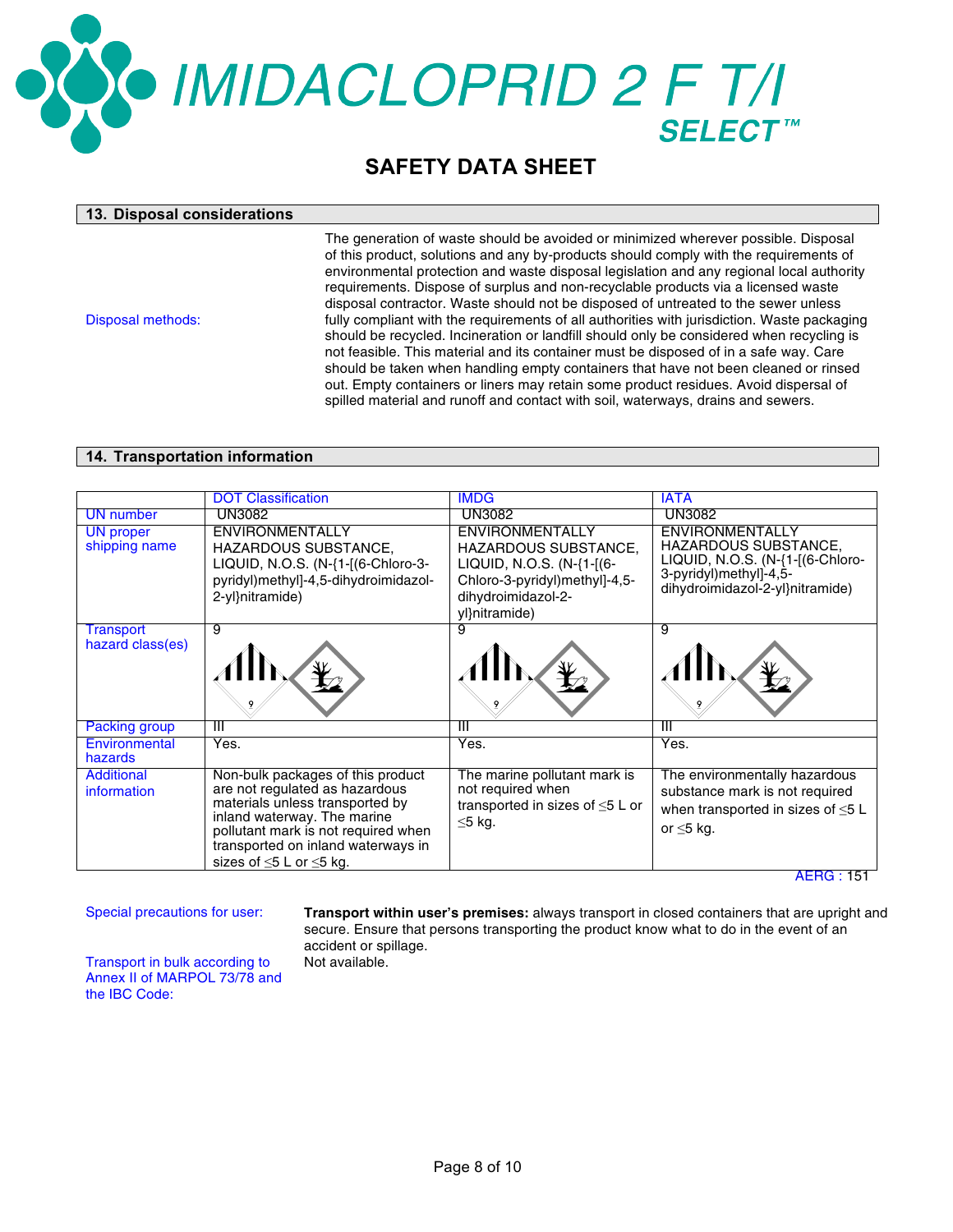# IMIDACLOPRID 2 F T/I SELECT™

## SAFETY DATA SHEET

### 13. Disposal considerations

**Disposal methods:** The generation of waste should be avoided or minimized wherever possible. Disposal of this product, solutions and any by-products should comply with the requirements of environmental protection and waste disposal legislation and any regional local authority requirements. Dispose of surplus and non-recyclable products via a licensed waste disposal contractor. Waste should not be disposed of untreated to the sewer unless fully compliant with the requirements of all authorities with jurisdiction. Waste packaging should be recycled. Incineration or landfill should only be considered when recycling is not feasible. This material and its container must be disposed of in a safe way. Care should be taken when handling empty containers that have not been cleaned or rinsed out. Empty containers or liners may retain some product residues. Avoid dispersal of spilled material and runoff and contact with soil, waterways, drains and sewers.

### 14. Transportation information

| | DOT Classification | IMDG | IATA |
|---|---|---|---|
| UN number | UN3082 | UN3082 | UN3082 |
| UN proper shipping name | ENVIRONMENTALLY HAZARDOUS SUBSTANCE, LIQUID, N.O.S. (N-{1-[(6-Chloro-3-pyridyl)methyl]-4,5-dihydroimidazol-2-yl}nitramide) | ENVIRONMENTALLY HAZARDOUS SUBSTANCE, LIQUID, N.O.S. (N-{1-[(6-Chloro-3-pyridyl)methyl]-4,5-dihydroimidazol-2-yl}nitramide) | ENVIRONMENTALLY HAZARDOUS SUBSTANCE, LIQUID, N.O.S. (N-{1-[(6-Chloro-3-pyridyl)methyl]-4,5-dihydroimidazol-2-yl}nitramide) |
| Transport hazard class(es) | 9 | 9 | 9 |
| Packing group | III | III | III |
| Environmental hazards | Yes. | Yes. | Yes. |
| Additional information | Non-bulk packages of this product are not regulated as hazardous materials unless transported by inland waterway. The marine pollutant mark is not required when transported on inland waterways in sizes of ≤5 L or ≤5 kg. | The marine pollutant mark is not required when transported in sizes of ≤5 L or ≤5 kg. | The environmentally hazardous substance mark is not required when transported in sizes of ≤5 L or ≤5 kg. |

AERG : 151

**Special precautions for user:** **Transport within user's premises:** always transport in closed containers that are upright and secure. Ensure that persons transporting the product know what to do in the event of an accident or spillage.

**Transport in bulk according to Annex II of MARPOL 73/78 and the IBC Code:** Not available.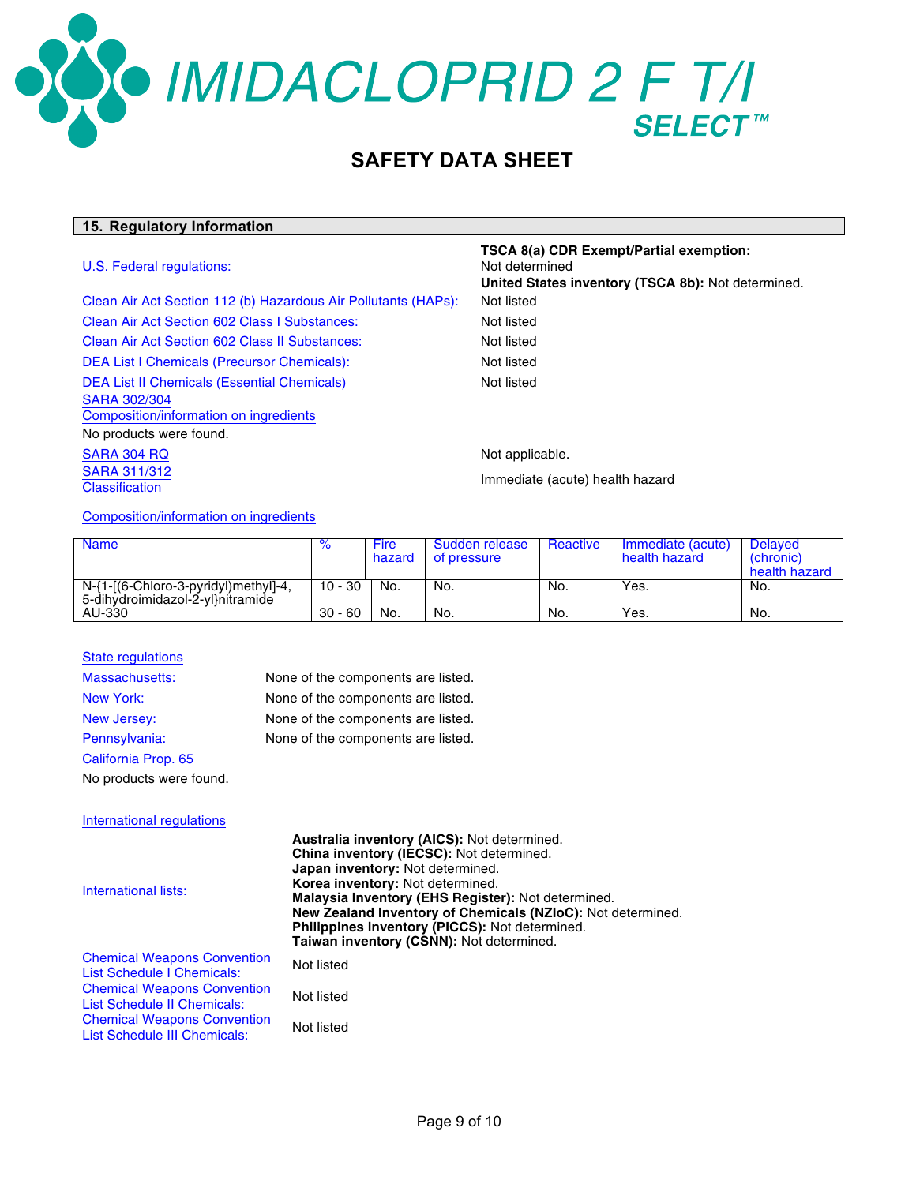# IMIDACLOPRID 2 F T/I SELECT™

## SAFETY DATA SHEET

### 15. Regulatory Information

U.S. Federal regulations:

**TSCA 8(a) CDR Exempt/Partial exemption:** Not determined

**United States inventory (TSCA 8b):** Not determined.

Clean Air Act Section 112 (b) Hazardous Air Pollutants (HAPs): Not listed

Clean Air Act Section 602 Class I Substances: Not listed

Clean Air Act Section 602 Class II Substances: Not listed

DEA List I Chemicals (Precursor Chemicals): Not listed

DEA List II Chemicals (Essential Chemicals) Not listed

SARA 302/304

Composition/information on ingredients

No products were found.

SARA 304 RQ: Not applicable.

SARA 311/312 Classification: Immediate (acute) health hazard

Composition/information on ingredients

| Name | % | Fire hazard | Sudden release of pressure | Reactive | Immediate (acute) health hazard | Delayed (chronic) health hazard |
|---|---|---|---|---|---|---|
| N-{1-[(6-Chloro-3-pyridyl)methyl]-4,5-dihydroimidazol-2-yl}nitramide | 10 - 30 | No. | No. | No. | Yes. | No. |
| AU-330 | 30 - 60 | No. | No. | No. | Yes. | No. |

State regulations

Massachusetts: None of the components are listed.

New York: None of the components are listed.

New Jersey: None of the components are listed.

Pennsylvania: None of the components are listed.

California Prop. 65

No products were found.

International regulations

International lists:

**Australia inventory (AICS):** Not determined.
**China inventory (IECSC):** Not determined.
**Japan inventory:** Not determined.
**Korea inventory:** Not determined.
**Malaysia Inventory (EHS Register):** Not determined.
**New Zealand Inventory of Chemicals (NZIoC):** Not determined.
**Philippines inventory (PICCS):** Not determined.
**Taiwan inventory (CSNN):** Not determined.

Chemical Weapons Convention List Schedule I Chemicals: Not listed

Chemical Weapons Convention List Schedule II Chemicals: Not listed

Chemical Weapons Convention List Schedule III Chemicals: Not listed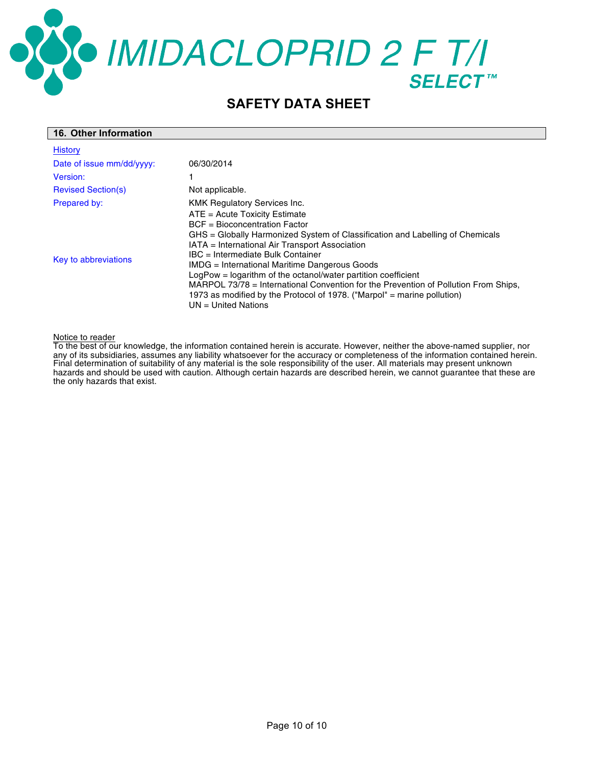# IMIDACLOPRID 2 F T/I SELECT™

## SAFETY DATA SHEET

## 16. Other Information

**History**

| | |
|---|---|
| Date of issue mm/dd/yyyy: | 06/30/2014 |
| Version: | 1 |
| Revised Section(s) | Not applicable. |
| Prepared by: | KMK Regulatory Services Inc. |
| Key to abbreviations | ATE = Acute Toxicity Estimate<br>BCF = Bioconcentration Factor<br>GHS = Globally Harmonized System of Classification and Labelling of Chemicals<br>IATA = International Air Transport Association<br>IBC = Intermediate Bulk Container<br>IMDG = International Maritime Dangerous Goods<br>LogPow = logarithm of the octanol/water partition coefficient<br>MARPOL 73/78 = International Convention for the Prevention of Pollution From Ships, 1973 as modified by the Protocol of 1978. ("Marpol" = marine pollution)<br>UN = United Nations |

Notice to reader

To the best of our knowledge, the information contained herein is accurate. However, neither the above-named supplier, nor any of its subsidiaries, assumes any liability whatsoever for the accuracy or completeness of the information contained herein. Final determination of suitability of any material is the sole responsibility of the user. All materials may present unknown hazards and should be used with caution. Although certain hazards are described herein, we cannot guarantee that these are the only hazards that exist.